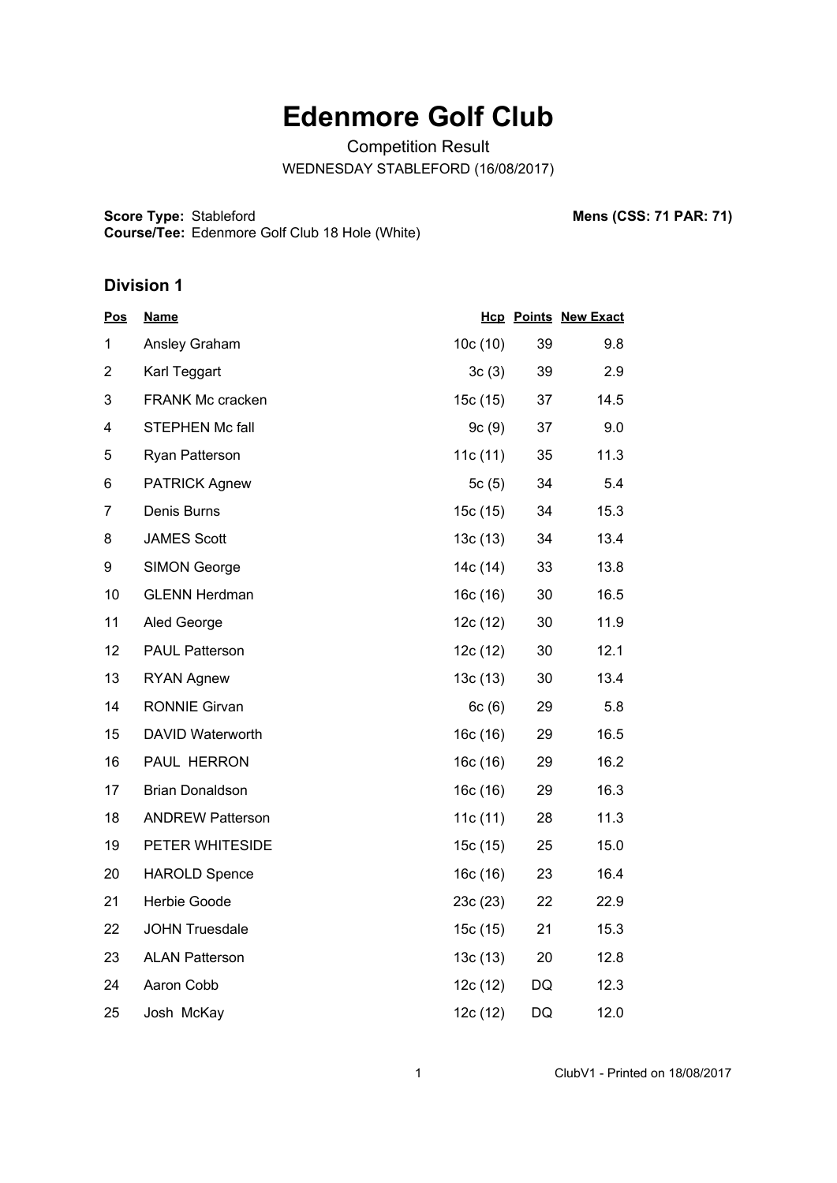# Edenmore Golf Club

Competition Result

WEDNESDAY STABLEFORD (16/08/2017)

**Score Type:** Stableford

**Course/Tee:** Edenmore Golf Club 18 Hole (White)

**Mens (CSS: 71 PAR: 71)**

## Division 1

| Pos | Name | Hcp | Points | New Exact |
|---|---|---|---|---|
| 1 | Ansley Graham | 10c (10) | 39 | 9.8 |
| 2 | Karl Teggart | 3c (3) | 39 | 2.9 |
| 3 | FRANK Mc cracken | 15c (15) | 37 | 14.5 |
| 4 | STEPHEN Mc fall | 9c (9) | 37 | 9.0 |
| 5 | Ryan Patterson | 11c (11) | 35 | 11.3 |
| 6 | PATRICK Agnew | 5c (5) | 34 | 5.4 |
| 7 | Denis Burns | 15c (15) | 34 | 15.3 |
| 8 | JAMES Scott | 13c (13) | 34 | 13.4 |
| 9 | SIMON George | 14c (14) | 33 | 13.8 |
| 10 | GLENN Herdman | 16c (16) | 30 | 16.5 |
| 11 | Aled George | 12c (12) | 30 | 11.9 |
| 12 | PAUL Patterson | 12c (12) | 30 | 12.1 |
| 13 | RYAN Agnew | 13c (13) | 30 | 13.4 |
| 14 | RONNIE Girvan | 6c (6) | 29 | 5.8 |
| 15 | DAVID Waterworth | 16c (16) | 29 | 16.5 |
| 16 | PAUL HERRON | 16c (16) | 29 | 16.2 |
| 17 | Brian Donaldson | 16c (16) | 29 | 16.3 |
| 18 | ANDREW Patterson | 11c (11) | 28 | 11.3 |
| 19 | PETER WHITESIDE | 15c (15) | 25 | 15.0 |
| 20 | HAROLD Spence | 16c (16) | 23 | 16.4 |
| 21 | Herbie Goode | 23c (23) | 22 | 22.9 |
| 22 | JOHN Truesdale | 15c (15) | 21 | 15.3 |
| 23 | ALAN Patterson | 13c (13) | 20 | 12.8 |
| 24 | Aaron Cobb | 12c (12) | DQ | 12.3 |
| 25 | Josh McKay | 12c (12) | DQ | 12.0 |

ClubV1 - Printed on 18/08/2017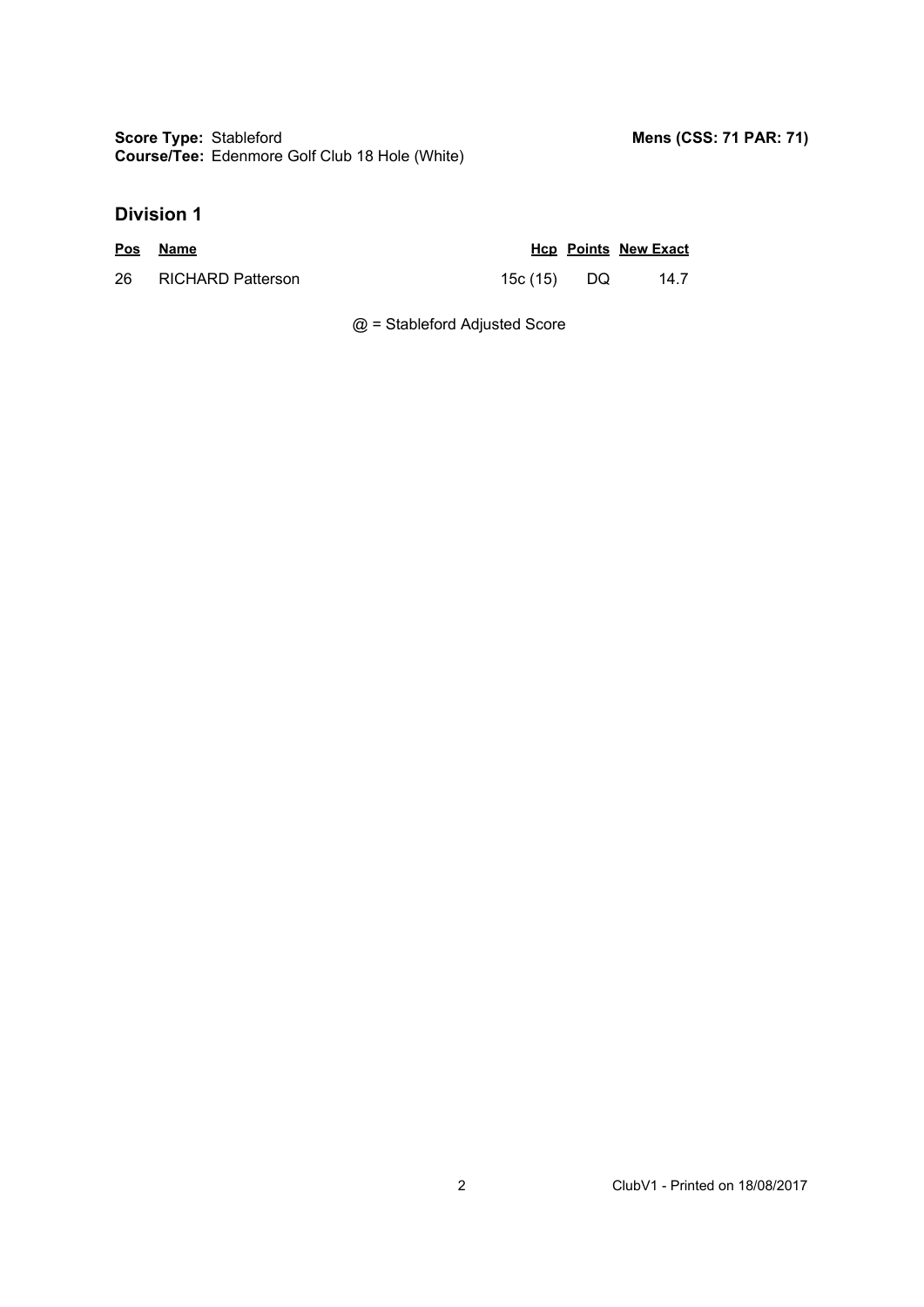**Score Type:** Stableford
**Course/Tee:** Edenmore Golf Club 18 Hole (White)

**Mens (CSS: 71 PAR: 71)**

## Division 1

| Pos | Name | Hcp | Points | New Exact |
|---|---|---|---|---|
| 26 | RICHARD Patterson | 15c (15) | DQ | 14.7 |

@ = Stableford Adjusted Score

ClubV1 - Printed on 18/08/2017